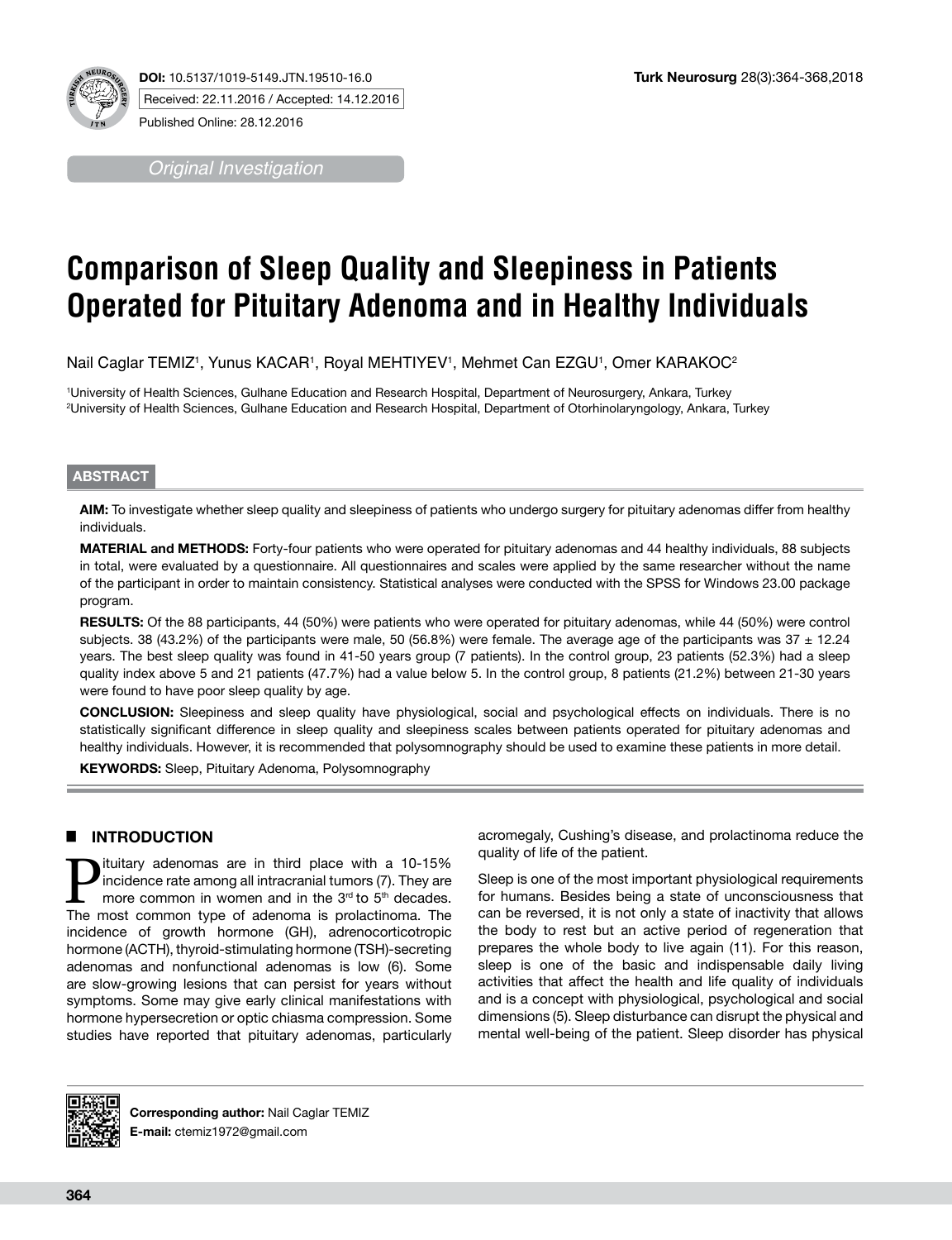DOI: 10.5137/1019-5149.JTN.19510-16.0

Received: 22.11.2016 / Accepted: 14.12.2016

Published Online: 28.12.2016

*Original Investigation*

# Comparison of Sleep Quality and Sleepiness in Patients Operated for Pituitary Adenoma and in Healthy Individuals

Nail Caglar TEMIZ[1], Yunus KACAR[1], Royal MEHTIYEV[1], Mehmet Can EZGU[1], Omer KARAKOC[2]

[1]University of Health Sciences, Gulhane Education and Research Hospital, Department of Neurosurgery, Ankara, Turkey
[2]University of Health Sciences, Gulhane Education and Research Hospital, Department of Otorhinolaryngology, Ankara, Turkey

## ABSTRACT

**AIM:** To investigate whether sleep quality and sleepiness of patients who undergo surgery for pituitary adenomas differ from healthy individuals.

**MATERIAL and METHODS:** Forty-four patients who were operated for pituitary adenomas and 44 healthy individuals, 88 subjects in total, were evaluated by a questionnaire. All questionnaires and scales were applied by the same researcher without the name of the participant in order to maintain consistency. Statistical analyses were conducted with the SPSS for Windows 23.00 package program.

**RESULTS:** Of the 88 participants, 44 (50%) were patients who were operated for pituitary adenomas, while 44 (50%) were control subjects. 38 (43.2%) of the participants were male, 50 (56.8%) were female. The average age of the participants was 37 ± 12.24 years. The best sleep quality was found in 41-50 years group (7 patients). In the control group, 23 patients (52.3%) had a sleep quality index above 5 and 21 patients (47.7%) had a value below 5. In the control group, 8 patients (21.2%) between 21-30 years were found to have poor sleep quality by age.

**CONCLUSION:** Sleepiness and sleep quality have physiological, social and psychological effects on individuals. There is no statistically significant difference in sleep quality and sleepiness scales between patients operated for pituitary adenomas and healthy individuals. However, it is recommended that polysomnography should be used to examine these patients in more detail.

**KEYWORDS:** Sleep, Pituitary Adenoma, Polysomnography

## INTRODUCTION

Pituitary adenomas are in third place with a 10-15% incidence rate among all intracranial tumors (7). They are more common in women and in the 3rd to 5th decades. The most common type of adenoma is prolactinoma. The incidence of growth hormone (GH), adrenocorticotropic hormone (ACTH), thyroid-stimulating hormone (TSH)-secreting adenomas and nonfunctional adenomas is low (6). Some are slow-growing lesions that can persist for years without symptoms. Some may give early clinical manifestations with hormone hypersecretion or optic chiasma compression. Some studies have reported that pituitary adenomas, particularly acromegaly, Cushing's disease, and prolactinoma reduce the quality of life of the patient.

Sleep is one of the most important physiological requirements for humans. Besides being a state of unconsciousness that can be reversed, it is not only a state of inactivity that allows the body to rest but an active period of regeneration that prepares the whole body to live again (11). For this reason, sleep is one of the basic and indispensable daily living activities that affect the health and life quality of individuals and is a concept with physiological, psychological and social dimensions (5). Sleep disturbance can disrupt the physical and mental well-being of the patient. Sleep disorder has physical

**Corresponding author:** Nail Caglar TEMIZ
**E-mail:** ctemiz1972@gmail.com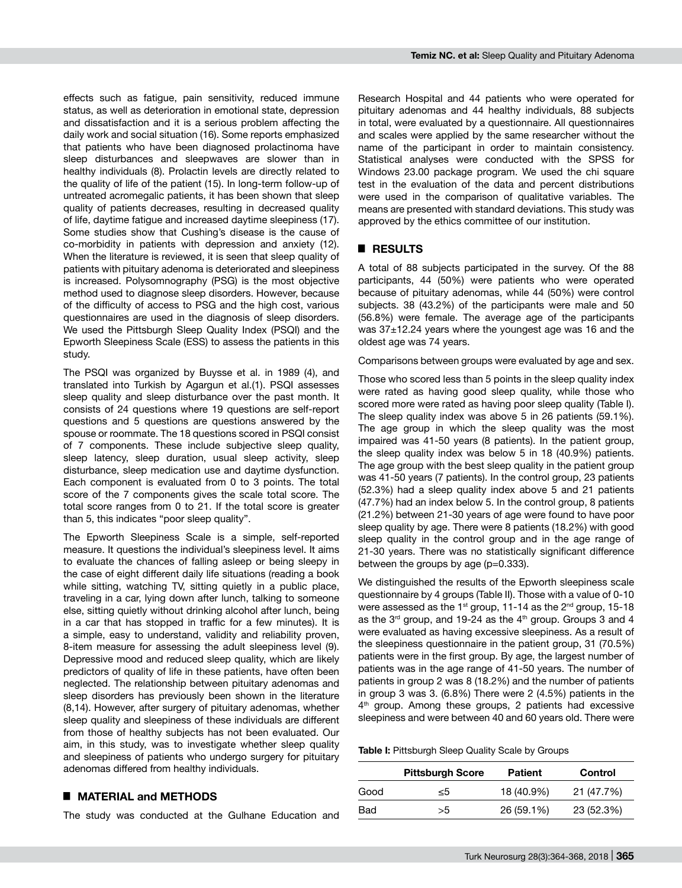effects such as fatigue, pain sensitivity, reduced immune status, as well as deterioration in emotional state, depression and dissatisfaction and it is a serious problem affecting the daily work and social situation (16). Some reports emphasized that patients who have been diagnosed prolactinoma have sleep disturbances and sleepwaves are slower than in healthy individuals (8). Prolactin levels are directly related to the quality of life of the patient (15). In long-term follow-up of untreated acromegalic patients, it has been shown that sleep quality of patients decreases, resulting in decreased quality of life, daytime fatigue and increased daytime sleepiness (17). Some studies show that Cushing's disease is the cause of co-morbidity in patients with depression and anxiety (12). When the literature is reviewed, it is seen that sleep quality of patients with pituitary adenoma is deteriorated and sleepiness is increased. Polysomnography (PSG) is the most objective method used to diagnose sleep disorders. However, because of the difficulty of access to PSG and the high cost, various questionnaires are used in the diagnosis of sleep disorders. We used the Pittsburgh Sleep Quality Index (PSQI) and the Epworth Sleepiness Scale (ESS) to assess the patients in this study.

The PSQI was organized by Buysse et al. in 1989 (4), and translated into Turkish by Agargun et al.(1). PSQI assesses sleep quality and sleep disturbance over the past month. It consists of 24 questions where 19 questions are self-report questions and 5 questions are questions answered by the spouse or roommate. The 18 questions scored in PSQI consist of 7 components. These include subjective sleep quality, sleep latency, sleep duration, usual sleep activity, sleep disturbance, sleep medication use and daytime dysfunction. Each component is evaluated from 0 to 3 points. The total score of the 7 components gives the scale total score. The total score ranges from 0 to 21. If the total score is greater than 5, this indicates "poor sleep quality".

The Epworth Sleepiness Scale is a simple, self-reported measure. It questions the individual's sleepiness level. It aims to evaluate the chances of falling asleep or being sleepy in the case of eight different daily life situations (reading a book while sitting, watching TV, sitting quietly in a public place, traveling in a car, lying down after lunch, talking to someone else, sitting quietly without drinking alcohol after lunch, being in a car that has stopped in traffic for a few minutes). It is a simple, easy to understand, validity and reliability proven, 8-item measure for assessing the adult sleepiness level (9). Depressive mood and reduced sleep quality, which are likely predictors of quality of life in these patients, have often been neglected. The relationship between pituitary adenomas and sleep disorders has previously been shown in the literature (8,14). However, after surgery of pituitary adenomas, whether sleep quality and sleepiness of these individuals are different from those of healthy subjects has not been evaluated. Our aim, in this study, was to investigate whether sleep quality and sleepiness of patients who undergo surgery for pituitary adenomas differed from healthy individuals.

## MATERIAL and METHODS

The study was conducted at the Gulhane Education and Research Hospital and 44 patients who were operated for pituitary adenomas and 44 healthy individuals, 88 subjects in total, were evaluated by a questionnaire. All questionnaires and scales were applied by the same researcher without the name of the participant in order to maintain consistency. Statistical analyses were conducted with the SPSS for Windows 23.00 package program. We used the chi square test in the evaluation of the data and percent distributions were used in the comparison of qualitative variables. The means are presented with standard deviations. This study was approved by the ethics committee of our institution.

## RESULTS

A total of 88 subjects participated in the survey. Of the 88 participants, 44 (50%) were patients who were operated because of pituitary adenomas, while 44 (50%) were control subjects. 38 (43.2%) of the participants were male and 50 (56.8%) were female. The average age of the participants was 37±12.24 years where the youngest age was 16 and the oldest age was 74 years.

Comparisons between groups were evaluated by age and sex.

Those who scored less than 5 points in the sleep quality index were rated as having good sleep quality, while those who scored more were rated as having poor sleep quality (Table I). The sleep quality index was above 5 in 26 patients (59.1%). The age group in which the sleep quality was the most impaired was 41-50 years (8 patients). In the patient group, the sleep quality index was below 5 in 18 (40.9%) patients. The age group with the best sleep quality in the patient group was 41-50 years (7 patients). In the control group, 23 patients (52.3%) had a sleep quality index above 5 and 21 patients (47.7%) had an index below 5. In the control group, 8 patients (21.2%) between 21-30 years of age were found to have poor sleep quality by age. There were 8 patients (18.2%) with good sleep quality in the control group and in the age range of 21-30 years. There was no statistically significant difference between the groups by age (p=0.333).

We distinguished the results of the Epworth sleepiness scale questionnaire by 4 groups (Table II). Those with a value of 0-10 were assessed as the 1st group, 11-14 as the 2nd group, 15-18 as the 3rd group, and 19-24 as the 4th group. Groups 3 and 4 were evaluated as having excessive sleepiness. As a result of the sleepiness questionnaire in the patient group, 31 (70.5%) patients were in the first group. By age, the largest number of patients was in the age range of 41-50 years. The number of patients in group 2 was 8 (18.2%) and the number of patients in group 3 was 3. (6.8%) There were 2 (4.5%) patients in the 4th group. Among these groups, 2 patients had excessive sleepiness and were between 40 and 60 years old. There were

**Table I:** Pittsburgh Sleep Quality Scale by Groups

| | Pittsburgh Score | Patient | Control |
|---|---|---|---|
| Good | ≤5 | 18 (40.9%) | 21 (47.7%) |
| Bad | >5 | 26 (59.1%) | 23 (52.3%) |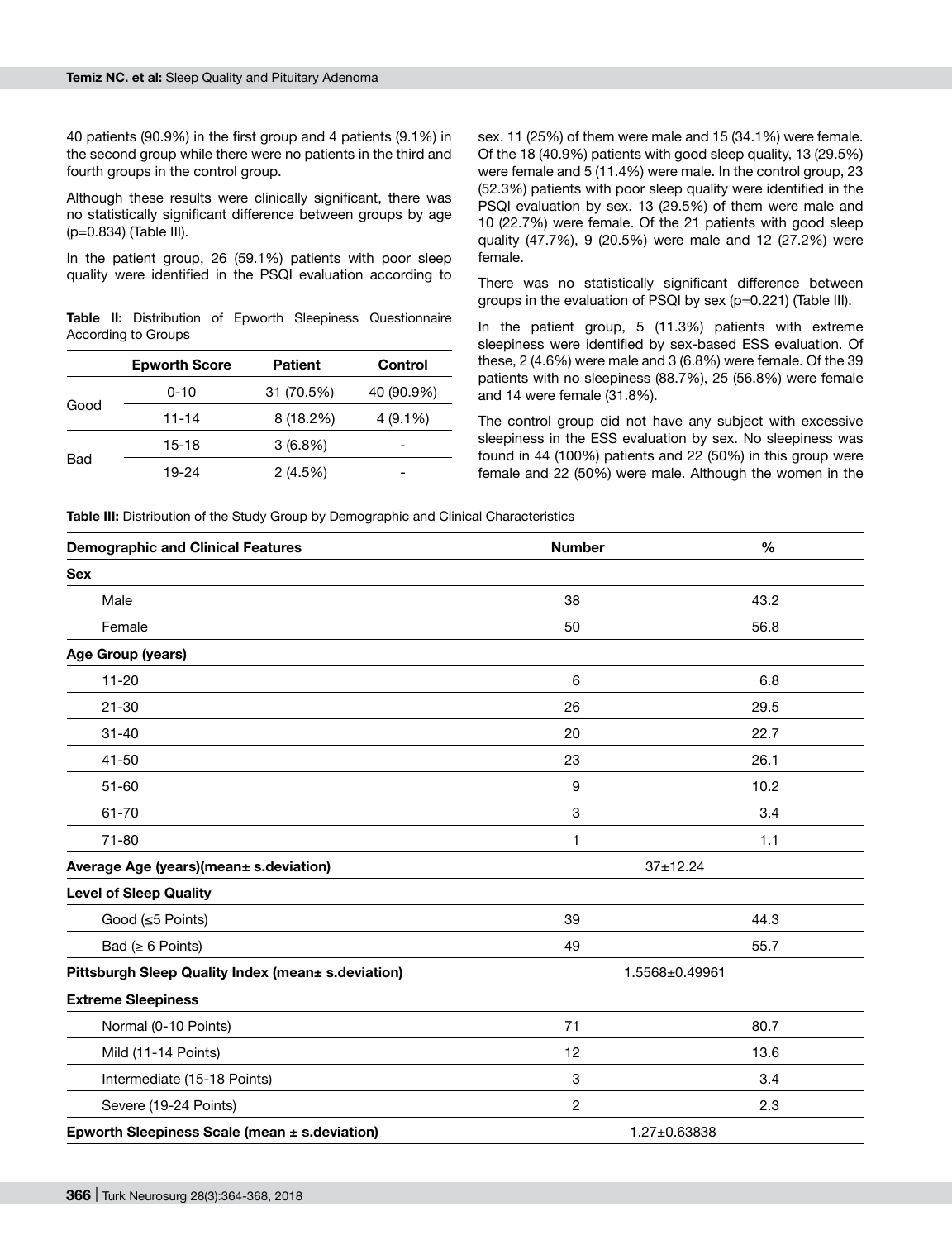40 patients (90.9%) in the first group and 4 patients (9.1%) in the second group while there were no patients in the third and fourth groups in the control group.

Although these results were clinically significant, there was no statistically significant difference between groups by age (p=0.834) (Table III).

In the patient group, 26 (59.1%) patients with poor sleep quality were identified in the PSQI evaluation according to sex. 11 (25%) of them were male and 15 (34.1%) were female. Of the 18 (40.9%) patients with good sleep quality, 13 (29.5%) were female and 5 (11.4%) were male. In the control group, 23 (52.3%) patients with poor sleep quality were identified in the PSQI evaluation by sex. 13 (29.5%) of them were male and 10 (22.7%) were female. Of the 21 patients with good sleep quality (47.7%), 9 (20.5%) were male and 12 (27.2%) were female.

**Table II:** Distribution of Epworth Sleepiness Questionnaire According to Groups

| | Epworth Score | Patient | Control |
|---|---|---|---|
| Good | 0-10 | 31 (70.5%) | 40 (90.9%) |
| | 11-14 | 8 (18.2%) | 4 (9.1%) |
| Bad | 15-18 | 3 (6.8%) | - |
| | 19-24 | 2 (4.5%) | - |

There was no statistically significant difference between groups in the evaluation of PSQI by sex (p=0.221) (Table III).

In the patient group, 5 (11.3%) patients with extreme sleepiness were identified by sex-based ESS evaluation. Of these, 2 (4.6%) were male and 3 (6.8%) were female. Of the 39 patients with no sleepiness (88.7%), 25 (56.8%) were female and 14 were female (31.8%).

The control group did not have any subject with excessive sleepiness in the ESS evaluation by sex. No sleepiness was found in 44 (100%) patients and 22 (50%) in this group were female and 22 (50%) were male. Although the women in the

**Table III:** Distribution of the Study Group by Demographic and Clinical Characteristics

| Demographic and Clinical Features | Number | % |
|---|---|---|
| **Sex** | | |
| Male | 38 | 43.2 |
| Female | 50 | 56.8 |
| **Age Group (years)** | | |
| 11-20 | 6 | 6.8 |
| 21-30 | 26 | 29.5 |
| 31-40 | 20 | 22.7 |
| 41-50 | 23 | 26.1 |
| 51-60 | 9 | 10.2 |
| 61-70 | 3 | 3.4 |
| 71-80 | 1 | 1.1 |
| **Average Age (years)(mean± s.deviation)** | 37±12.24 | |
| **Level of Sleep Quality** | | |
| Good (≤5 Points) | 39 | 44.3 |
| Bad (≥ 6 Points) | 49 | 55.7 |
| **Pittsburgh Sleep Quality Index (mean± s.deviation)** | 1.5568±0.49961 | |
| **Extreme Sleepiness** | | |
| Normal (0-10 Points) | 71 | 80.7 |
| Mild (11-14 Points) | 12 | 13.6 |
| Intermediate (15-18 Points) | 3 | 3.4 |
| Severe (19-24 Points) | 2 | 2.3 |
| **Epworth Sleepiness Scale (mean ± s.deviation)** | 1.27±0.63838 | |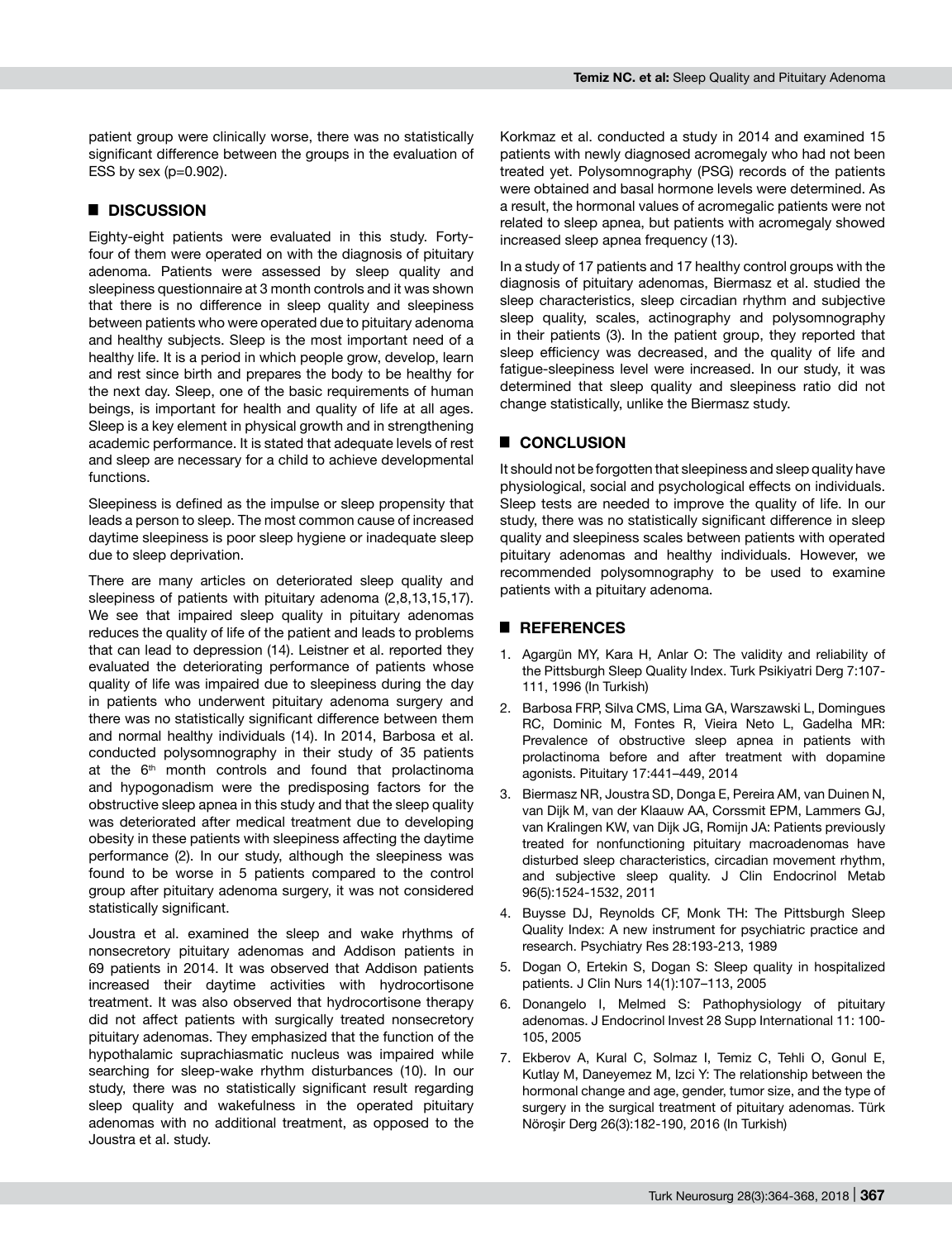patient group were clinically worse, there was no statistically significant difference between the groups in the evaluation of ESS by sex (p=0.902).

## ■ DISCUSSION

Eighty-eight patients were evaluated in this study. Forty-four of them were operated on with the diagnosis of pituitary adenoma. Patients were assessed by sleep quality and sleepiness questionnaire at 3 month controls and it was shown that there is no difference in sleep quality and sleepiness between patients who were operated due to pituitary adenoma and healthy subjects. Sleep is the most important need of a healthy life. It is a period in which people grow, develop, learn and rest since birth and prepares the body to be healthy for the next day. Sleep, one of the basic requirements of human beings, is important for health and quality of life at all ages. Sleep is a key element in physical growth and in strengthening academic performance. It is stated that adequate levels of rest and sleep are necessary for a child to achieve developmental functions.

Sleepiness is defined as the impulse or sleep propensity that leads a person to sleep. The most common cause of increased daytime sleepiness is poor sleep hygiene or inadequate sleep due to sleep deprivation.

There are many articles on deteriorated sleep quality and sleepiness of patients with pituitary adenoma (2,8,13,15,17). We see that impaired sleep quality in pituitary adenomas reduces the quality of life of the patient and leads to problems that can lead to depression (14). Leistner et al. reported they evaluated the deteriorating performance of patients whose quality of life was impaired due to sleepiness during the day in patients who underwent pituitary adenoma surgery and there was no statistically significant difference between them and normal healthy individuals (14). In 2014, Barbosa et al. conducted polysomnography in their study of 35 patients at the 6th month controls and found that prolactinoma and hypogonadism were the predisposing factors for the obstructive sleep apnea in this study and that the sleep quality was deteriorated after medical treatment due to developing obesity in these patients with sleepiness affecting the daytime performance (2). In our study, although the sleepiness was found to be worse in 5 patients compared to the control group after pituitary adenoma surgery, it was not considered statistically significant.

Joustra et al. examined the sleep and wake rhythms of nonsecretory pituitary adenomas and Addison patients in 69 patients in 2014. It was observed that Addison patients increased their daytime activities with hydrocortisone treatment. It was also observed that hydrocortisone therapy did not affect patients with surgically treated nonsecretory pituitary adenomas. They emphasized that the function of the hypothalamic suprachiasmatic nucleus was impaired while searching for sleep-wake rhythm disturbances (10). In our study, there was no statistically significant result regarding sleep quality and wakefulness in the operated pituitary adenomas with no additional treatment, as opposed to the Joustra et al. study.

Korkmaz et al. conducted a study in 2014 and examined 15 patients with newly diagnosed acromegaly who had not been treated yet. Polysomnography (PSG) records of the patients were obtained and basal hormone levels were determined. As a result, the hormonal values of acromegalic patients were not related to sleep apnea, but patients with acromegaly showed increased sleep apnea frequency (13).

In a study of 17 patients and 17 healthy control groups with the diagnosis of pituitary adenomas, Biermasz et al. studied the sleep characteristics, sleep circadian rhythm and subjective sleep quality, scales, actinography and polysomnography in their patients (3). In the patient group, they reported that sleep efficiency was decreased, and the quality of life and fatigue-sleepiness level were increased. In our study, it was determined that sleep quality and sleepiness ratio did not change statistically, unlike the Biermasz study.

## ■ CONCLUSION

It should not be forgotten that sleepiness and sleep quality have physiological, social and psychological effects on individuals. Sleep tests are needed to improve the quality of life. In our study, there was no statistically significant difference in sleep quality and sleepiness scales between patients with operated pituitary adenomas and healthy individuals. However, we recommended polysomnography to be used to examine patients with a pituitary adenoma.

## ■ REFERENCES

1. Agargün MY, Kara H, Anlar O: The validity and reliability of the Pittsburgh Sleep Quality Index. Turk Psikiyatri Derg 7:107-111, 1996 (In Turkish)
2. Barbosa FRP, Silva CMS, Lima GA, Warszawski L, Domingues RC, Dominic M, Fontes R, Vieira Neto L, Gadelha MR: Prevalence of obstructive sleep apnea in patients with prolactinoma before and after treatment with dopamine agonists. Pituitary 17:441–449, 2014
3. Biermasz NR, Joustra SD, Donga E, Pereira AM, van Duinen N, van Dijk M, van der Klaauw AA, Corssmit EPM, Lammers GJ, van Kralingen KW, van Dijk JG, Romijn JA: Patients previously treated for nonfunctioning pituitary macroadenomas have disturbed sleep characteristics, circadian movement rhythm, and subjective sleep quality. J Clin Endocrinol Metab 96(5):1524-1532, 2011
4. Buysse DJ, Reynolds CF, Monk TH: The Pittsburgh Sleep Quality Index: A new instrument for psychiatric practice and research. Psychiatry Res 28:193-213, 1989
5. Dogan O, Ertekin S, Dogan S: Sleep quality in hospitalized patients. J Clin Nurs 14(1):107–113, 2005
6. Donangelo I, Melmed S: Pathophysiology of pituitary adenomas. J Endocrinol Invest 28 Supp International 11: 100-105, 2005
7. Ekberov A, Kural C, Solmaz I, Temiz C, Tehli O, Gonul E, Kutlay M, Daneyemez M, Izci Y: The relationship between the hormonal change and age, gender, tumor size, and the type of surgery in the surgical treatment of pituitary adenomas. Türk Nöroşir Derg 26(3):182-190, 2016 (In Turkish)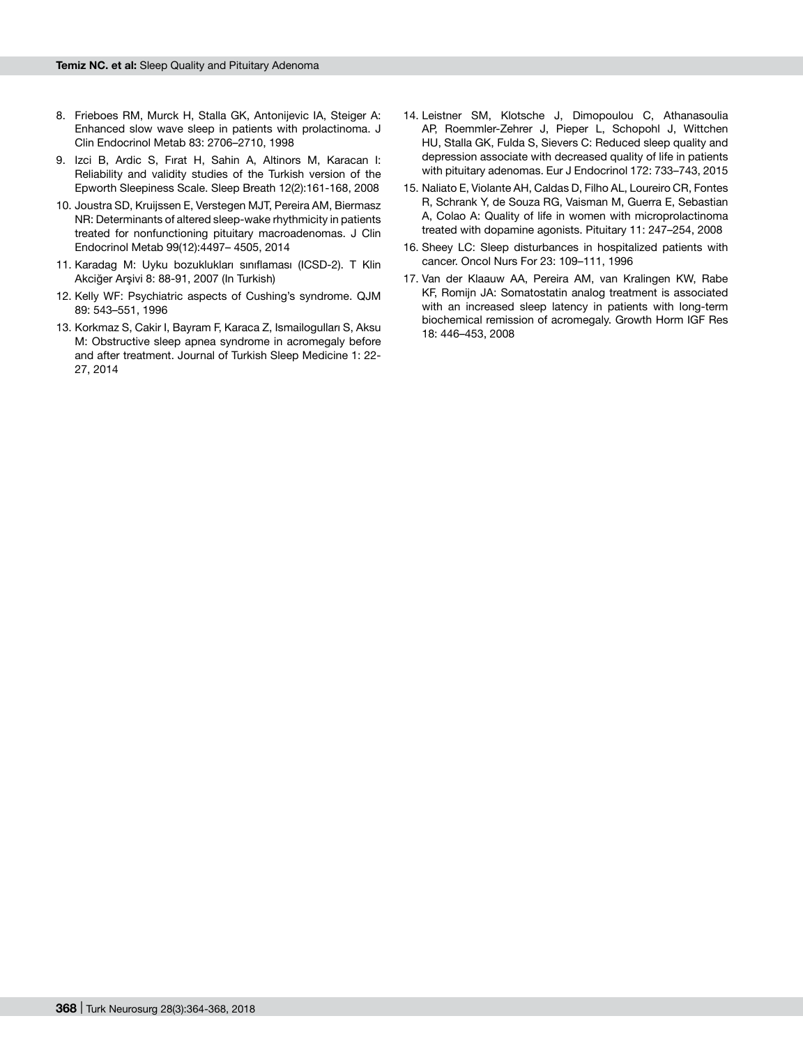8. Frieboes RM, Murck H, Stalla GK, Antonijevic IA, Steiger A: Enhanced slow wave sleep in patients with prolactinoma. J Clin Endocrinol Metab 83: 2706–2710, 1998
9. Izci B, Ardic S, Fırat H, Sahin A, Altinors M, Karacan I: Reliability and validity studies of the Turkish version of the Epworth Sleepiness Scale. Sleep Breath 12(2):161-168, 2008
10. Joustra SD, Kruijssen E, Verstegen MJT, Pereira AM, Biermasz NR: Determinants of altered sleep-wake rhythmicity in patients treated for nonfunctioning pituitary macroadenomas. J Clin Endocrinol Metab 99(12):4497– 4505, 2014
11. Karadag M: Uyku bozuklukları sınıflaması (ICSD-2). T Klin Akciğer Arşivi 8: 88-91, 2007 (In Turkish)
12. Kelly WF: Psychiatric aspects of Cushing's syndrome. QJM 89: 543–551, 1996
13. Korkmaz S, Cakir I, Bayram F, Karaca Z, Ismailogulları S, Aksu M: Obstructive sleep apnea syndrome in acromegaly before and after treatment. Journal of Turkish Sleep Medicine 1: 22-27, 2014
14. Leistner SM, Klotsche J, Dimopoulou C, Athanasoulia AP, Roemmler-Zehrer J, Pieper L, Schopohl J, Wittchen HU, Stalla GK, Fulda S, Sievers C: Reduced sleep quality and depression associate with decreased quality of life in patients with pituitary adenomas. Eur J Endocrinol 172: 733–743, 2015
15. Naliato E, Violante AH, Caldas D, Filho AL, Loureiro CR, Fontes R, Schrank Y, de Souza RG, Vaisman M, Guerra E, Sebastian A, Colao A: Quality of life in women with microprolactinoma treated with dopamine agonists. Pituitary 11: 247–254, 2008
16. Sheey LC: Sleep disturbances in hospitalized patients with cancer. Oncol Nurs For 23: 109–111, 1996
17. Van der Klaauw AA, Pereira AM, van Kralingen KW, Rabe KF, Romijn JA: Somatostatin analog treatment is associated with an increased sleep latency in patients with long-term biochemical remission of acromegaly. Growth Horm IGF Res 18: 446–453, 2008